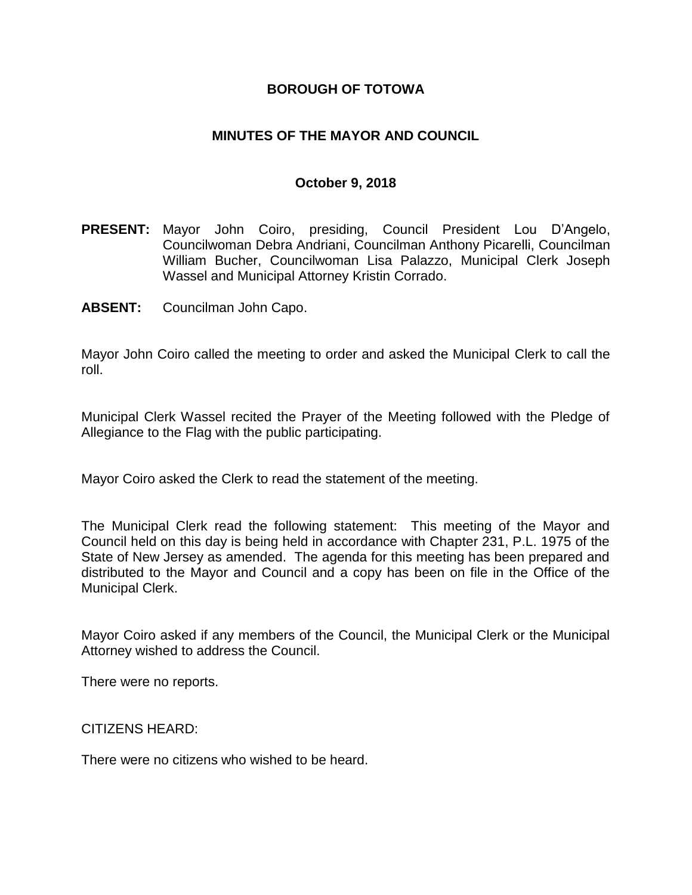**BOROUGH OF TOTOWA**

**MINUTES OF THE MAYOR AND COUNCIL**

**October 9, 2018**

**PRESENT:** Mayor John Coiro, presiding, Council President Lou D'Angelo, Councilwoman Debra Andriani, Councilman Anthony Picarelli, Councilman William Bucher, Councilwoman Lisa Palazzo, Municipal Clerk Joseph Wassel and Municipal Attorney Kristin Corrado.

**ABSENT:** Councilman John Capo.

Mayor John Coiro called the meeting to order and asked the Municipal Clerk to call the roll.

Municipal Clerk Wassel recited the Prayer of the Meeting followed with the Pledge of Allegiance to the Flag with the public participating.

Mayor Coiro asked the Clerk to read the statement of the meeting.

The Municipal Clerk read the following statement: This meeting of the Mayor and Council held on this day is being held in accordance with Chapter 231, P.L. 1975 of the State of New Jersey as amended. The agenda for this meeting has been prepared and distributed to the Mayor and Council and a copy has been on file in the Office of the Municipal Clerk.

Mayor Coiro asked if any members of the Council, the Municipal Clerk or the Municipal Attorney wished to address the Council.

There were no reports.

CITIZENS HEARD:

There were no citizens who wished to be heard.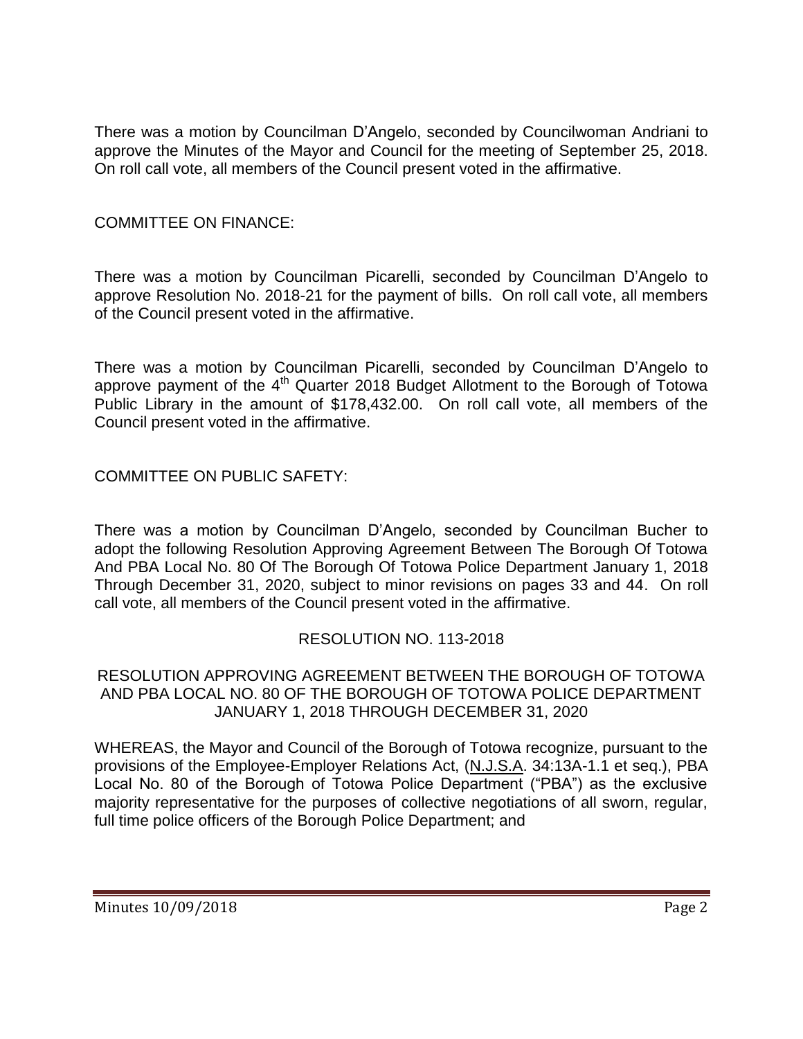There was a motion by Councilman D'Angelo, seconded by Councilwoman Andriani to approve the Minutes of the Mayor and Council for the meeting of September 25, 2018. On roll call vote, all members of the Council present voted in the affirmative.

COMMITTEE ON FINANCE:

There was a motion by Councilman Picarelli, seconded by Councilman D'Angelo to approve Resolution No. 2018-21 for the payment of bills. On roll call vote, all members of the Council present voted in the affirmative.

There was a motion by Councilman Picarelli, seconded by Councilman D'Angelo to approve payment of the 4th Quarter 2018 Budget Allotment to the Borough of Totowa Public Library in the amount of $178,432.00. On roll call vote, all members of the Council present voted in the affirmative.

COMMITTEE ON PUBLIC SAFETY:

There was a motion by Councilman D'Angelo, seconded by Councilman Bucher to adopt the following Resolution Approving Agreement Between The Borough Of Totowa And PBA Local No. 80 Of The Borough Of Totowa Police Department January 1, 2018 Through December 31, 2020, subject to minor revisions on pages 33 and 44. On roll call vote, all members of the Council present voted in the affirmative.

RESOLUTION NO. 113-2018

RESOLUTION APPROVING AGREEMENT BETWEEN THE BOROUGH OF TOTOWA AND PBA LOCAL NO. 80 OF THE BOROUGH OF TOTOWA POLICE DEPARTMENT JANUARY 1, 2018 THROUGH DECEMBER 31, 2020

WHEREAS, the Mayor and Council of the Borough of Totowa recognize, pursuant to the provisions of the Employee-Employer Relations Act, (N.J.S.A. 34:13A-1.1 et seq.), PBA Local No. 80 of the Borough of Totowa Police Department ("PBA") as the exclusive majority representative for the purposes of collective negotiations of all sworn, regular, full time police officers of the Borough Police Department; and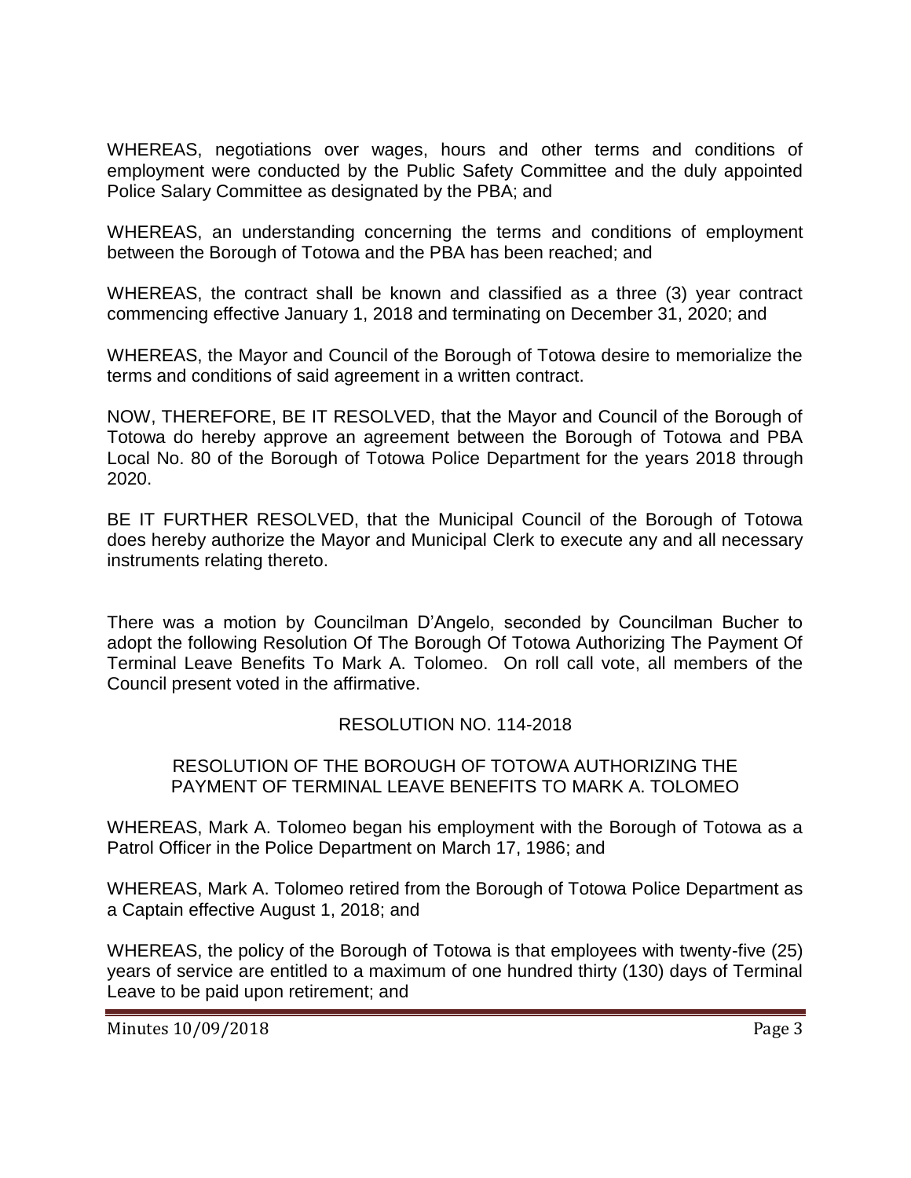WHEREAS, negotiations over wages, hours and other terms and conditions of employment were conducted by the Public Safety Committee and the duly appointed Police Salary Committee as designated by the PBA; and

WHEREAS, an understanding concerning the terms and conditions of employment between the Borough of Totowa and the PBA has been reached; and

WHEREAS, the contract shall be known and classified as a three (3) year contract commencing effective January 1, 2018 and terminating on December 31, 2020; and

WHEREAS, the Mayor and Council of the Borough of Totowa desire to memorialize the terms and conditions of said agreement in a written contract.

NOW, THEREFORE, BE IT RESOLVED, that the Mayor and Council of the Borough of Totowa do hereby approve an agreement between the Borough of Totowa and PBA Local No. 80 of the Borough of Totowa Police Department for the years 2018 through 2020.

BE IT FURTHER RESOLVED, that the Municipal Council of the Borough of Totowa does hereby authorize the Mayor and Municipal Clerk to execute any and all necessary instruments relating thereto.

There was a motion by Councilman D'Angelo, seconded by Councilman Bucher to adopt the following Resolution Of The Borough Of Totowa Authorizing The Payment Of Terminal Leave Benefits To Mark A. Tolomeo. On roll call vote, all members of the Council present voted in the affirmative.

RESOLUTION NO. 114-2018

RESOLUTION OF THE BOROUGH OF TOTOWA AUTHORIZING THE PAYMENT OF TERMINAL LEAVE BENEFITS TO MARK A. TOLOMEO

WHEREAS, Mark A. Tolomeo began his employment with the Borough of Totowa as a Patrol Officer in the Police Department on March 17, 1986; and

WHEREAS, Mark A. Tolomeo retired from the Borough of Totowa Police Department as a Captain effective August 1, 2018; and

WHEREAS, the policy of the Borough of Totowa is that employees with twenty-five (25) years of service are entitled to a maximum of one hundred thirty (130) days of Terminal Leave to be paid upon retirement; and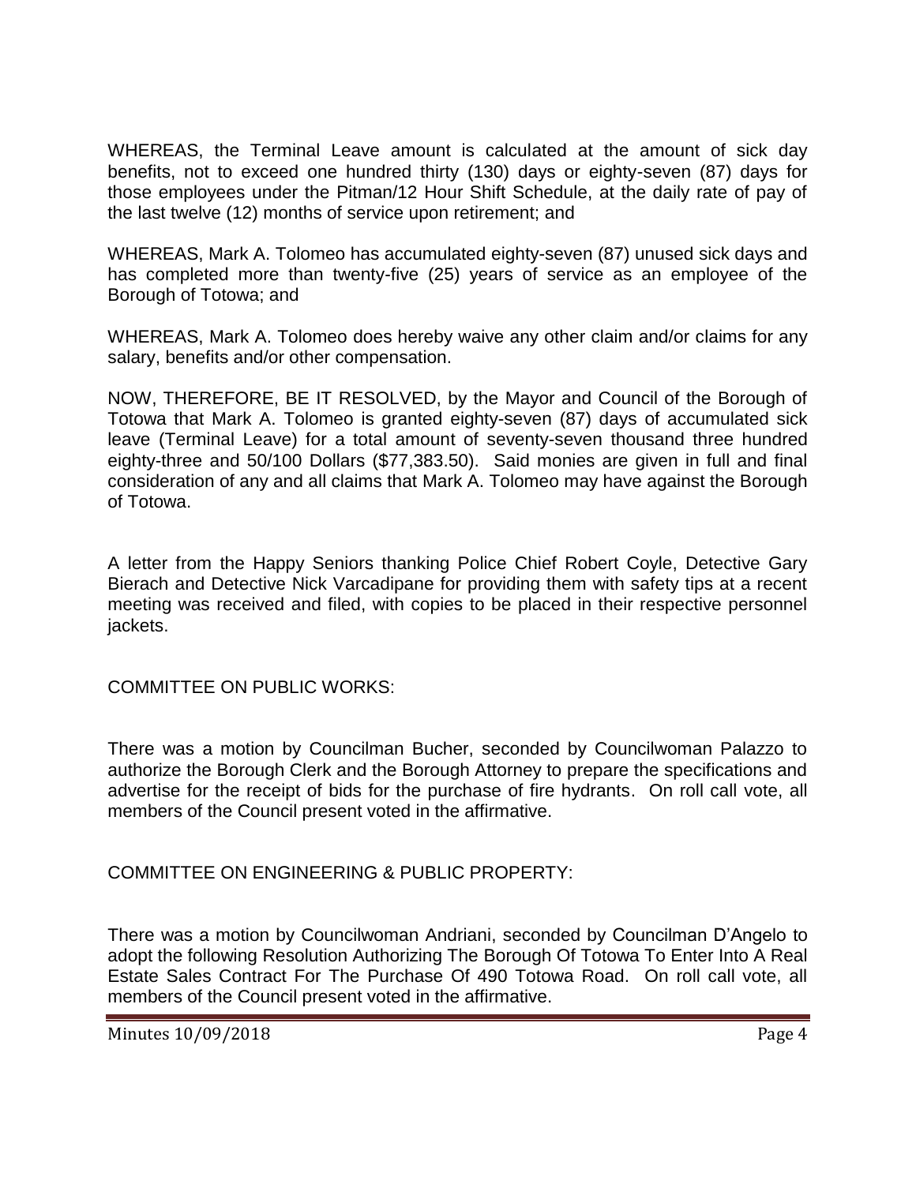WHEREAS, the Terminal Leave amount is calculated at the amount of sick day benefits, not to exceed one hundred thirty (130) days or eighty-seven (87) days for those employees under the Pitman/12 Hour Shift Schedule, at the daily rate of pay of the last twelve (12) months of service upon retirement; and

WHEREAS, Mark A. Tolomeo has accumulated eighty-seven (87) unused sick days and has completed more than twenty-five (25) years of service as an employee of the Borough of Totowa; and

WHEREAS, Mark A. Tolomeo does hereby waive any other claim and/or claims for any salary, benefits and/or other compensation.

NOW, THEREFORE, BE IT RESOLVED, by the Mayor and Council of the Borough of Totowa that Mark A. Tolomeo is granted eighty-seven (87) days of accumulated sick leave (Terminal Leave) for a total amount of seventy-seven thousand three hundred eighty-three and 50/100 Dollars ($77,383.50). Said monies are given in full and final consideration of any and all claims that Mark A. Tolomeo may have against the Borough of Totowa.

A letter from the Happy Seniors thanking Police Chief Robert Coyle, Detective Gary Bierach and Detective Nick Varcadipane for providing them with safety tips at a recent meeting was received and filed, with copies to be placed in their respective personnel jackets.

COMMITTEE ON PUBLIC WORKS:

There was a motion by Councilman Bucher, seconded by Councilwoman Palazzo to authorize the Borough Clerk and the Borough Attorney to prepare the specifications and advertise for the receipt of bids for the purchase of fire hydrants. On roll call vote, all members of the Council present voted in the affirmative.

COMMITTEE ON ENGINEERING & PUBLIC PROPERTY:

There was a motion by Councilwoman Andriani, seconded by Councilman D'Angelo to adopt the following Resolution Authorizing The Borough Of Totowa To Enter Into A Real Estate Sales Contract For The Purchase Of 490 Totowa Road. On roll call vote, all members of the Council present voted in the affirmative.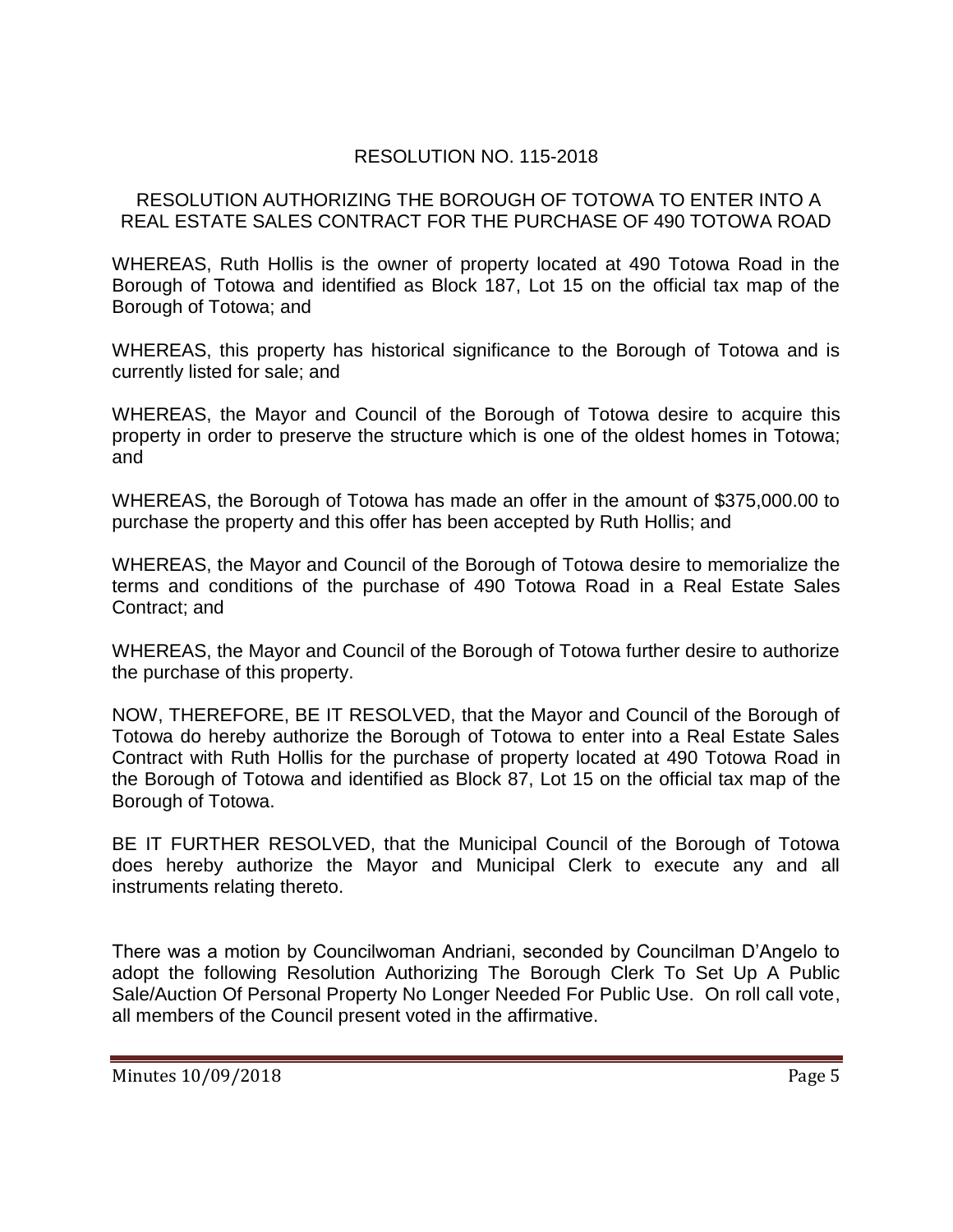RESOLUTION NO. 115-2018

RESOLUTION AUTHORIZING THE BOROUGH OF TOTOWA TO ENTER INTO A REAL ESTATE SALES CONTRACT FOR THE PURCHASE OF 490 TOTOWA ROAD

WHEREAS, Ruth Hollis is the owner of property located at 490 Totowa Road in the Borough of Totowa and identified as Block 187, Lot 15 on the official tax map of the Borough of Totowa; and

WHEREAS, this property has historical significance to the Borough of Totowa and is currently listed for sale; and

WHEREAS, the Mayor and Council of the Borough of Totowa desire to acquire this property in order to preserve the structure which is one of the oldest homes in Totowa; and

WHEREAS, the Borough of Totowa has made an offer in the amount of $375,000.00 to purchase the property and this offer has been accepted by Ruth Hollis; and

WHEREAS, the Mayor and Council of the Borough of Totowa desire to memorialize the terms and conditions of the purchase of 490 Totowa Road in a Real Estate Sales Contract; and

WHEREAS, the Mayor and Council of the Borough of Totowa further desire to authorize the purchase of this property.

NOW, THEREFORE, BE IT RESOLVED, that the Mayor and Council of the Borough of Totowa do hereby authorize the Borough of Totowa to enter into a Real Estate Sales Contract with Ruth Hollis for the purchase of property located at 490 Totowa Road in the Borough of Totowa and identified as Block 87, Lot 15 on the official tax map of the Borough of Totowa.

BE IT FURTHER RESOLVED, that the Municipal Council of the Borough of Totowa does hereby authorize the Mayor and Municipal Clerk to execute any and all instruments relating thereto.

There was a motion by Councilwoman Andriani, seconded by Councilman D'Angelo to adopt the following Resolution Authorizing The Borough Clerk To Set Up A Public Sale/Auction Of Personal Property No Longer Needed For Public Use. On roll call vote, all members of the Council present voted in the affirmative.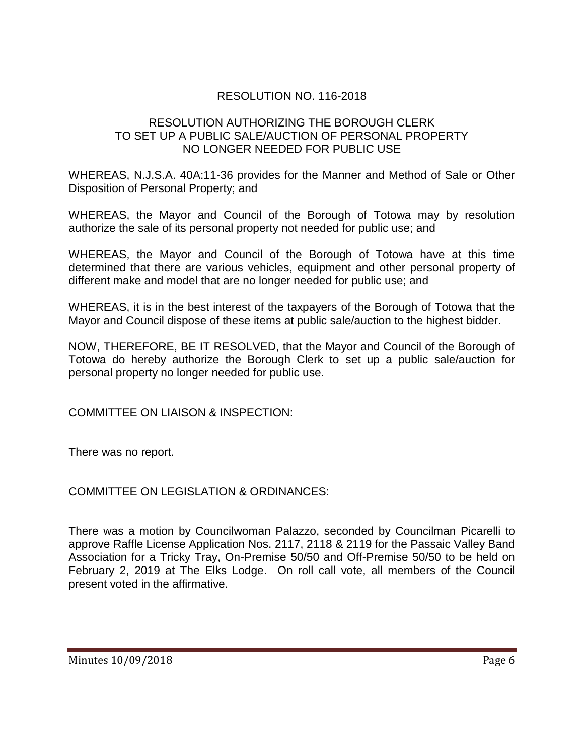RESOLUTION NO. 116-2018

RESOLUTION AUTHORIZING THE BOROUGH CLERK
TO SET UP A PUBLIC SALE/AUCTION OF PERSONAL PROPERTY
NO LONGER NEEDED FOR PUBLIC USE

WHEREAS, N.J.S.A. 40A:11-36 provides for the Manner and Method of Sale or Other Disposition of Personal Property; and

WHEREAS, the Mayor and Council of the Borough of Totowa may by resolution authorize the sale of its personal property not needed for public use; and

WHEREAS, the Mayor and Council of the Borough of Totowa have at this time determined that there are various vehicles, equipment and other personal property of different make and model that are no longer needed for public use; and

WHEREAS, it is in the best interest of the taxpayers of the Borough of Totowa that the Mayor and Council dispose of these items at public sale/auction to the highest bidder.

NOW, THEREFORE, BE IT RESOLVED, that the Mayor and Council of the Borough of Totowa do hereby authorize the Borough Clerk to set up a public sale/auction for personal property no longer needed for public use.

COMMITTEE ON LIAISON & INSPECTION:

There was no report.

COMMITTEE ON LEGISLATION & ORDINANCES:

There was a motion by Councilwoman Palazzo, seconded by Councilman Picarelli to approve Raffle License Application Nos. 2117, 2118 & 2119 for the Passaic Valley Band Association for a Tricky Tray, On-Premise 50/50 and Off-Premise 50/50 to be held on February 2, 2019 at The Elks Lodge. On roll call vote, all members of the Council present voted in the affirmative.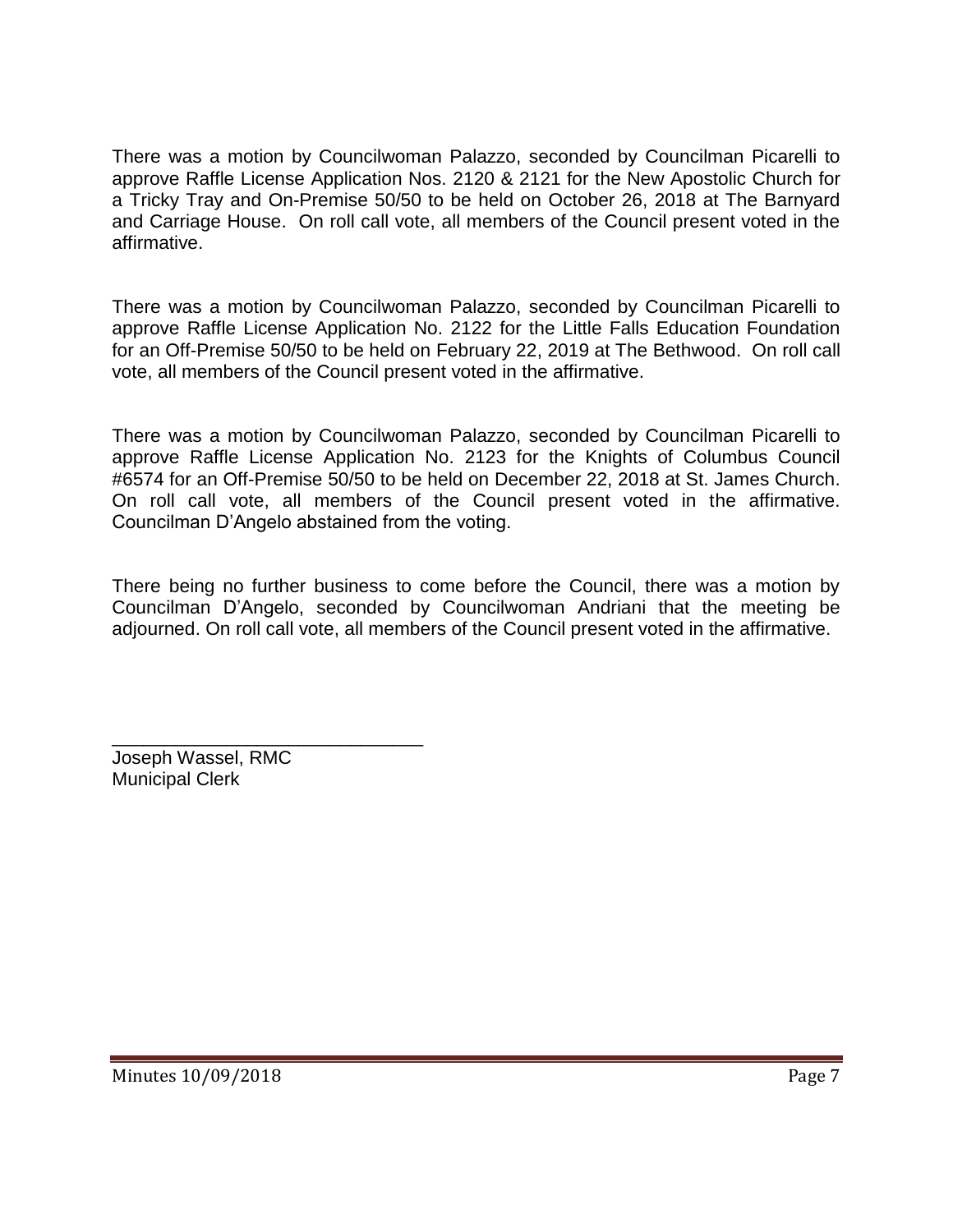There was a motion by Councilwoman Palazzo, seconded by Councilman Picarelli to approve Raffle License Application Nos. 2120 & 2121 for the New Apostolic Church for a Tricky Tray and On-Premise 50/50 to be held on October 26, 2018 at The Barnyard and Carriage House. On roll call vote, all members of the Council present voted in the affirmative.

There was a motion by Councilwoman Palazzo, seconded by Councilman Picarelli to approve Raffle License Application No. 2122 for the Little Falls Education Foundation for an Off-Premise 50/50 to be held on February 22, 2019 at The Bethwood. On roll call vote, all members of the Council present voted in the affirmative.

There was a motion by Councilwoman Palazzo, seconded by Councilman Picarelli to approve Raffle License Application No. 2123 for the Knights of Columbus Council #6574 for an Off-Premise 50/50 to be held on December 22, 2018 at St. James Church. On roll call vote, all members of the Council present voted in the affirmative. Councilman D'Angelo abstained from the voting.

There being no further business to come before the Council, there was a motion by Councilman D'Angelo, seconded by Councilwoman Andriani that the meeting be adjourned. On roll call vote, all members of the Council present voted in the affirmative.

\_\_\_\_\_\_\_\_\_\_\_\_\_\_\_\_\_\_\_\_\_\_\_\_\_\_\_\_\_\_\_

Joseph Wassel, RMC
Municipal Clerk